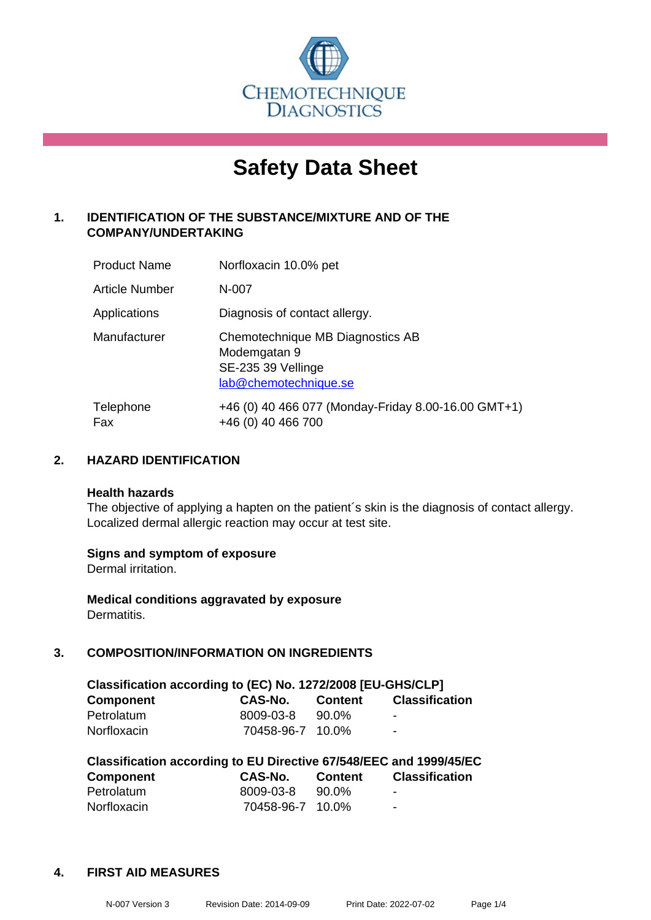CHEMOTECHNIQUE DIAGNOSTICS

# Safety Data Sheet

## 1. IDENTIFICATION OF THE SUBSTANCE/MIXTURE AND OF THE COMPANY/UNDERTAKING

| | |
|---|---|
| Product Name | Norfloxacin 10.0% pet |
| Article Number | N-007 |
| Applications | Diagnosis of contact allergy. |
| Manufacturer | Chemotechnique MB Diagnostics AB<br>Modemgatan 9<br>SE-235 39 Vellinge<br>lab@chemotechnique.se |
| Telephone<br>Fax | +46 (0) 40 466 077 (Monday-Friday 8.00-16.00 GMT+1)<br>+46 (0) 40 466 700 |

## 2. HAZARD IDENTIFICATION

**Health hazards**
The objective of applying a hapten on the patient´s skin is the diagnosis of contact allergy. Localized dermal allergic reaction may occur at test site.

**Signs and symptom of exposure**
Dermal irritation.

**Medical conditions aggravated by exposure**
Dermatitis.

## 3. COMPOSITION/INFORMATION ON INGREDIENTS

**Classification according to (EC) No. 1272/2008 [EU-GHS/CLP]**

| Component | CAS-No. | Content | Classification |
|---|---|---|---|
| Petrolatum | 8009-03-8 | 90.0% | - |
| Norfloxacin | 70458-96-7 | 10.0% | - |

**Classification according to EU Directive 67/548/EEC and 1999/45/EC**

| Component | CAS-No. | Content | Classification |
|---|---|---|---|
| Petrolatum | 8009-03-8 | 90.0% | - |
| Norfloxacin | 70458-96-7 | 10.0% | - |

## 4. FIRST AID MEASURES

N-007 Version 3 Revision Date: 2014-09-09 Print Date: 2022-07-02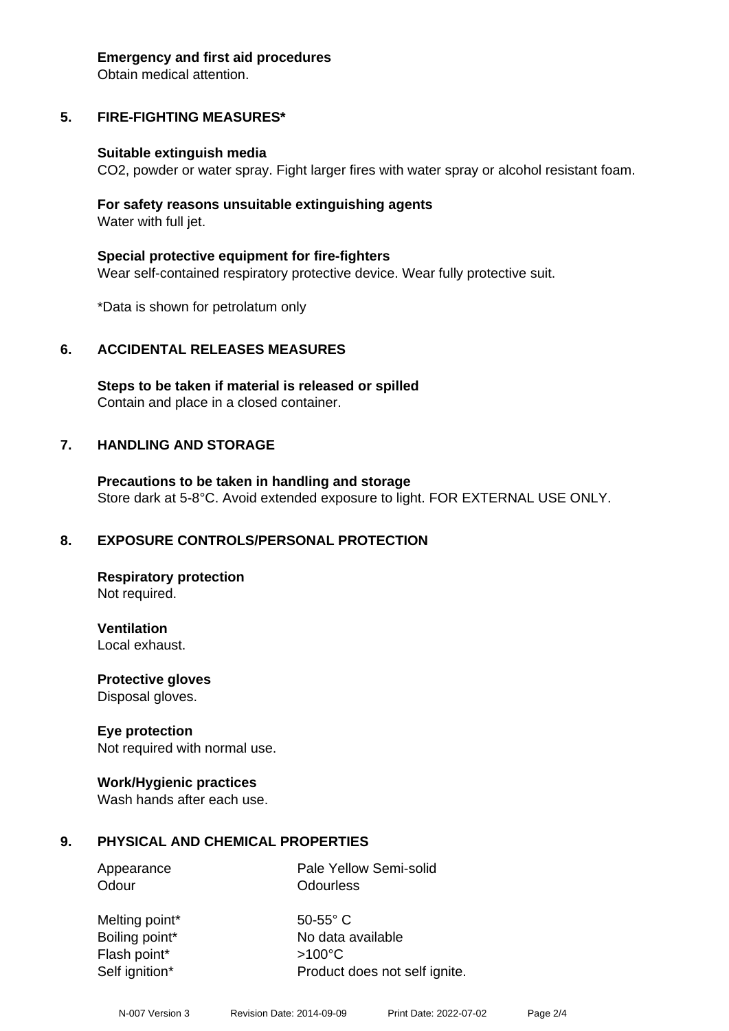**Emergency and first aid procedures**
Obtain medical attention.

## 5. FIRE-FIGHTING MEASURES*

**Suitable extinguish media**
$CO_2$, powder or water spray. Fight larger fires with water spray or alcohol resistant foam.

**For safety reasons unsuitable extinguishing agents**
Water with full jet.

**Special protective equipment for fire-fighters**
Wear self-contained respiratory protective device. Wear fully protective suit.

*Data is shown for petrolatum only

## 6. ACCIDENTAL RELEASES MEASURES

**Steps to be taken if material is released or spilled**
Contain and place in a closed container.

## 7. HANDLING AND STORAGE

**Precautions to be taken in handling and storage**
Store dark at 5-8°C. Avoid extended exposure to light. FOR EXTERNAL USE ONLY.

## 8. EXPOSURE CONTROLS/PERSONAL PROTECTION

**Respiratory protection**
Not required.

**Ventilation**
Local exhaust.

**Protective gloves**
Disposal gloves.

**Eye protection**
Not required with normal use.

**Work/Hygienic practices**
Wash hands after each use.

## 9. PHYSICAL AND CHEMICAL PROPERTIES

| | |
|---|---|
| Appearance | Pale Yellow Semi-solid |
| Odour | Odourless |
| Melting point* | 50-55° C |
| Boiling point* | No data available |
| Flash point* | >100°C |
| Self ignition* | Product does not self ignite. |

N-007 Version 3 Revision Date: 2014-09-09 Print Date: 2022-07-02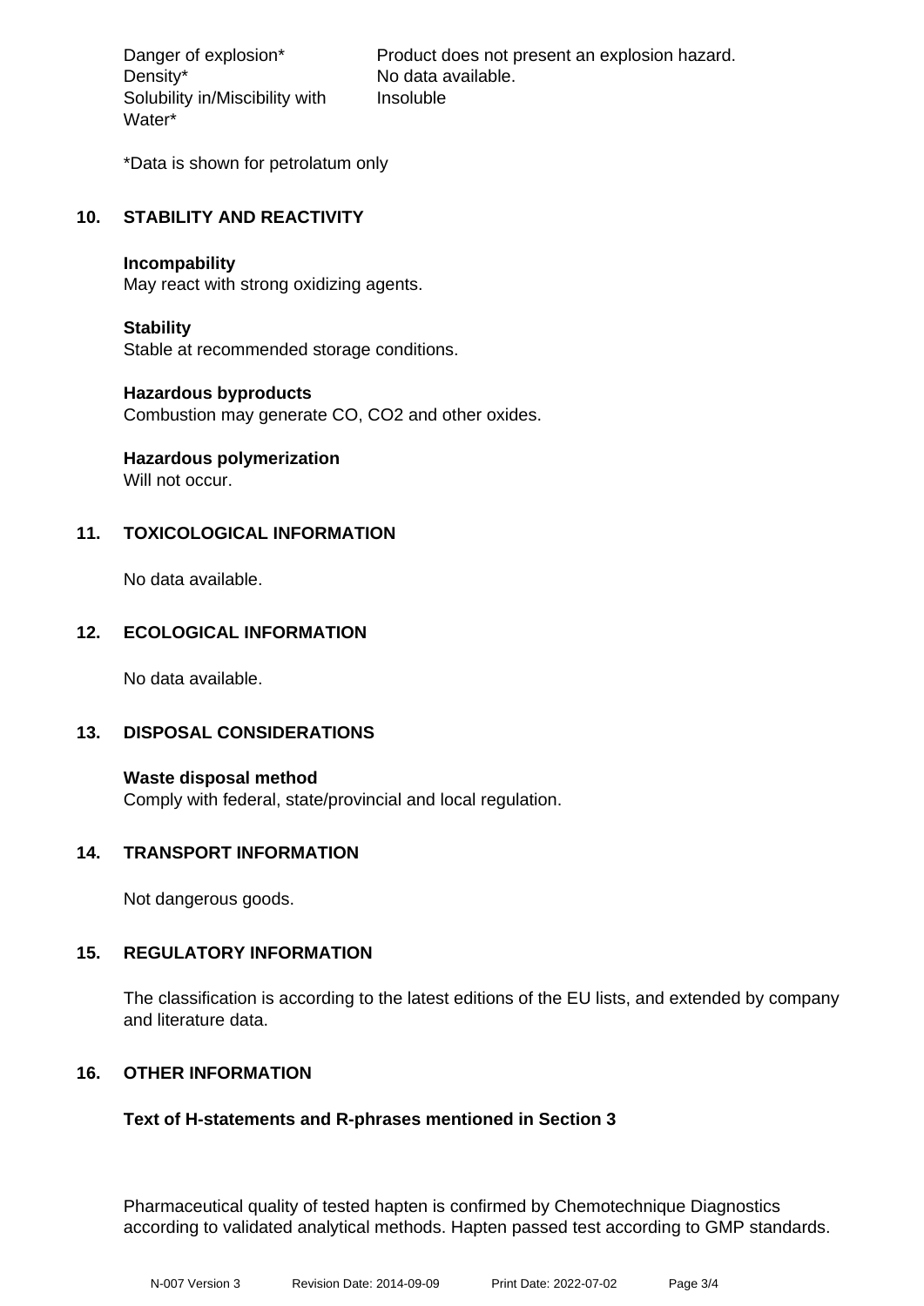| | |
|---|---|
| Danger of explosion* | Product does not present an explosion hazard. |
| Density* | No data available. |
| Solubility in/Miscibility with Water* | Insoluble |

*Data is shown for petrolatum only

## 10. STABILITY AND REACTIVITY

**Incompability**
May react with strong oxidizing agents.

**Stability**
Stable at recommended storage conditions.

**Hazardous byproducts**
Combustion may generate CO, $CO_2$ and other oxides.

**Hazardous polymerization**
Will not occur.

## 11. TOXICOLOGICAL INFORMATION

No data available.

## 12. ECOLOGICAL INFORMATION

No data available.

## 13. DISPOSAL CONSIDERATIONS

**Waste disposal method**
Comply with federal, state/provincial and local regulation.

## 14. TRANSPORT INFORMATION

Not dangerous goods.

## 15. REGULATORY INFORMATION

The classification is according to the latest editions of the EU lists, and extended by company and literature data.

## 16. OTHER INFORMATION

**Text of H-statements and R-phrases mentioned in Section 3**

Pharmaceutical quality of tested hapten is confirmed by Chemotechnique Diagnostics according to validated analytical methods. Hapten passed test according to GMP standards.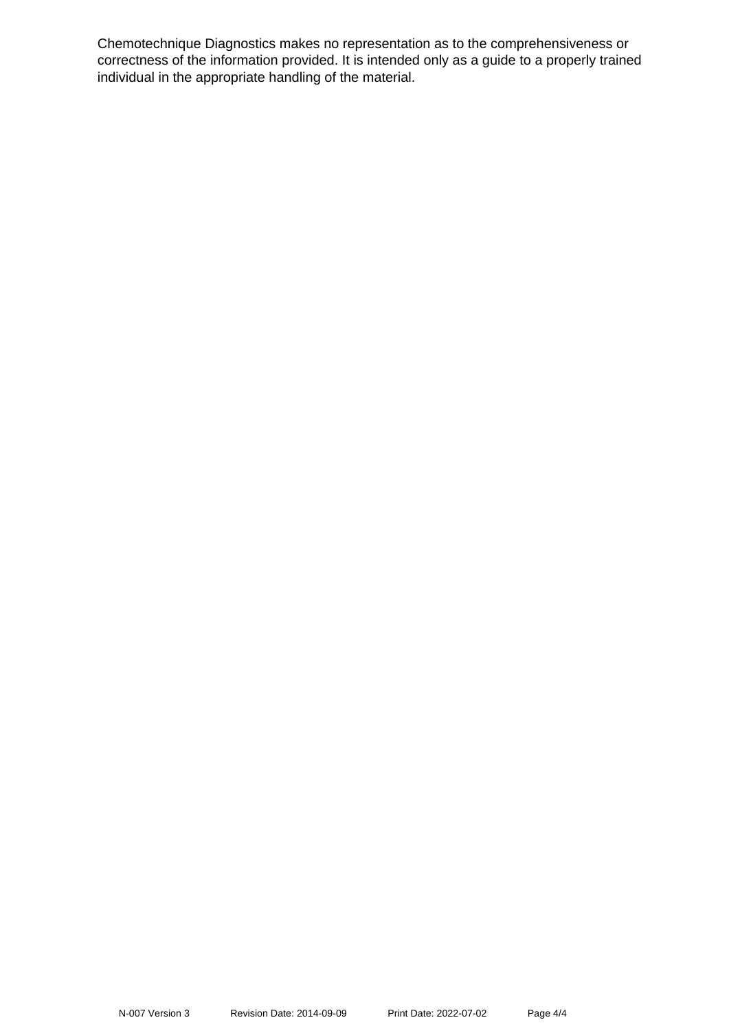Chemotechnique Diagnostics makes no representation as to the comprehensiveness or correctness of the information provided. It is intended only as a guide to a properly trained individual in the appropriate handling of the material.